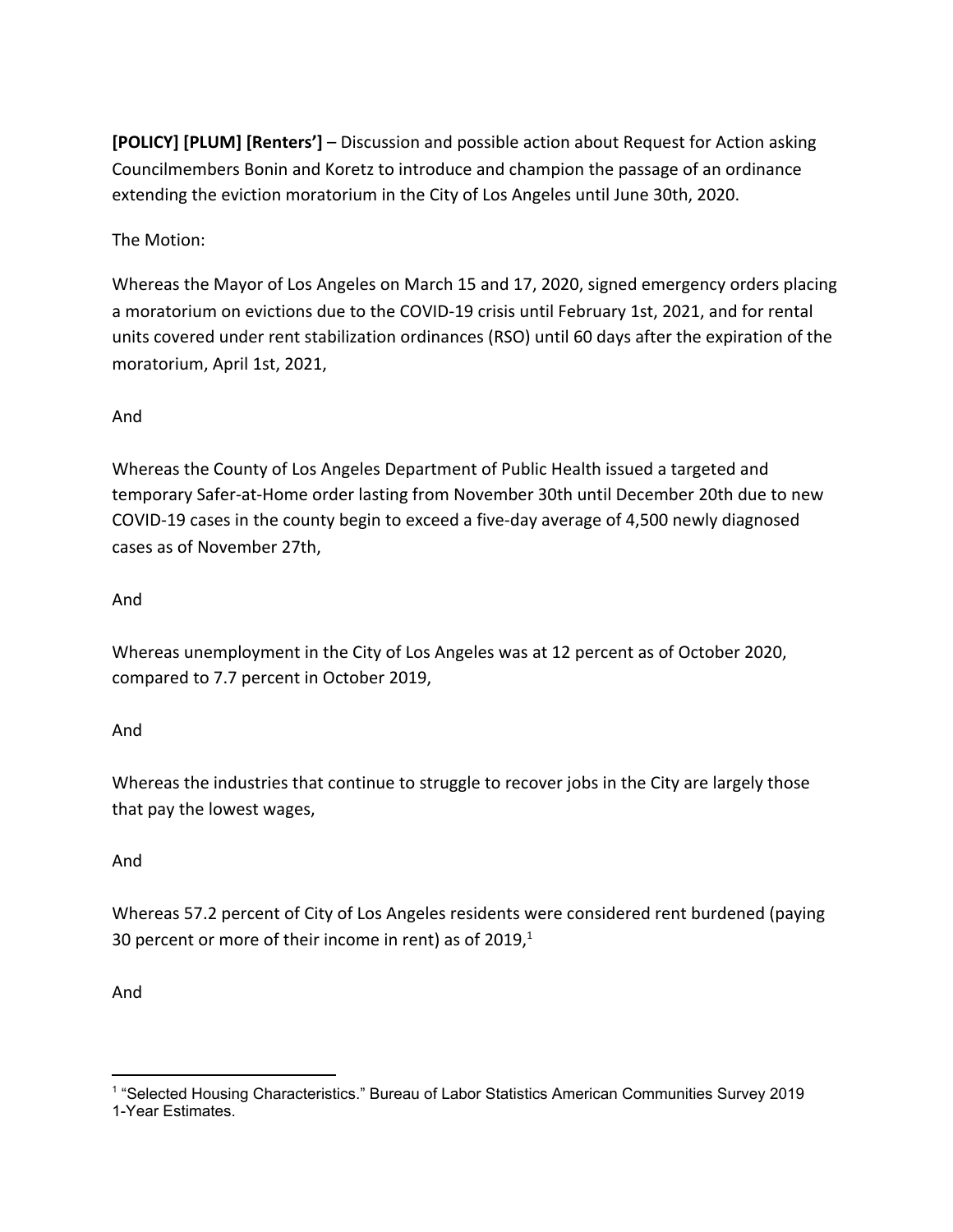**[POLICY] [PLUM] [Renters']** – Discussion and possible action about Request for Action asking Councilmembers Bonin and Koretz to introduce and champion the passage of an ordinance extending the eviction moratorium in the City of Los Angeles until June 30th, 2020.

The Motion:

Whereas the Mayor of Los Angeles on March 15 and 17, 2020, signed emergency orders placing a moratorium on evictions due to the COVID-19 crisis until February 1st, 2021, and for rental units covered under rent stabilization ordinances (RSO) until 60 days after the expiration of the moratorium, April 1st, 2021,

And

Whereas the County of Los Angeles Department of Public Health issued a targeted and temporary Safer-at-Home order lasting from November 30th until December 20th due to new COVID-19 cases in the county begin to exceed a five-day average of 4,500 newly diagnosed cases as of November 27th,

And

Whereas unemployment in the City of Los Angeles was at 12 percent as of October 2020, compared to 7.7 percent in October 2019,

And

Whereas the industries that continue to struggle to recover jobs in the City are largely those that pay the lowest wages,

And

Whereas 57.2 percent of City of Los Angeles residents were considered rent burdened (paying 30 percent or more of their income in rent) as of 2019,[1]

And

---

[1] "Selected Housing Characteristics." Bureau of Labor Statistics American Communities Survey 2019 1-Year Estimates.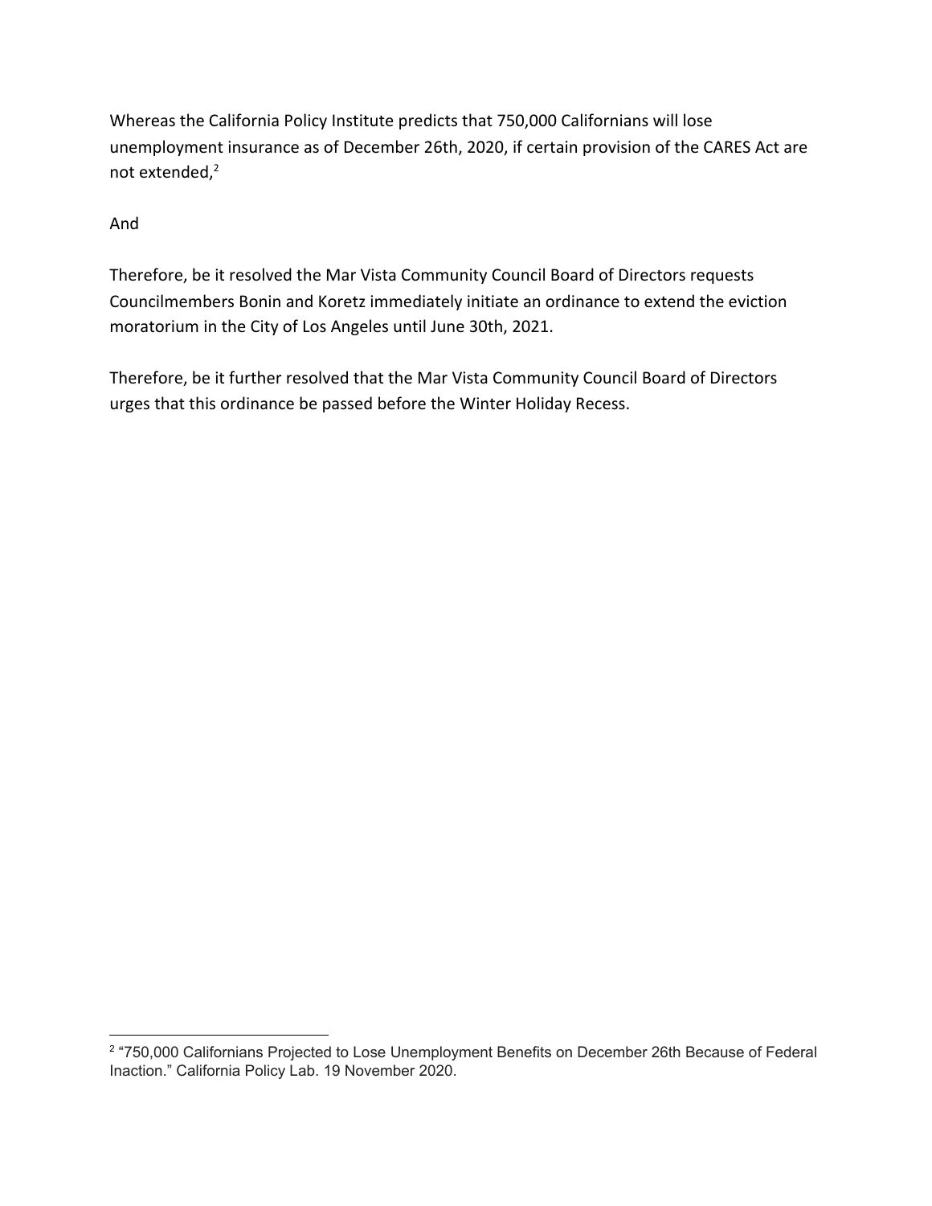Whereas the California Policy Institute predicts that 750,000 Californians will lose unemployment insurance as of December 26th, 2020, if certain provision of the CARES Act are not extended,[2]

And

Therefore, be it resolved the Mar Vista Community Council Board of Directors requests Councilmembers Bonin and Koretz immediately initiate an ordinance to extend the eviction moratorium in the City of Los Angeles until June 30th, 2021.

Therefore, be it further resolved that the Mar Vista Community Council Board of Directors urges that this ordinance be passed before the Winter Holiday Recess.

---

[2] "750,000 Californians Projected to Lose Unemployment Benefits on December 26th Because of Federal Inaction." California Policy Lab. 19 November 2020.